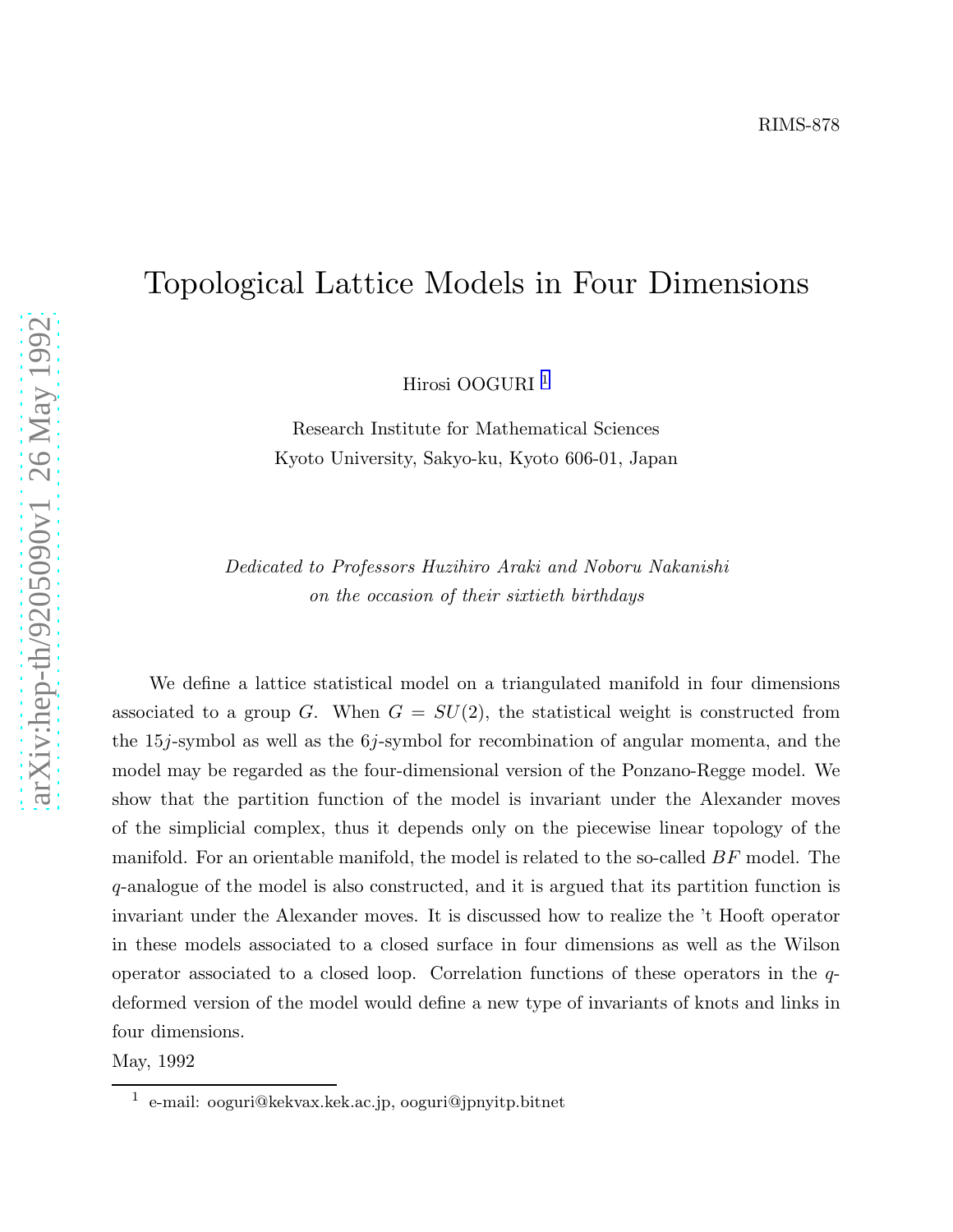RIMS-878

# Topological Lattice Models in Four Dimensions

Hirosi OOGURI [1]

Research Institute for Mathematical Sciences
Kyoto University, Sakyo-ku, Kyoto 606-01, Japan

*Dedicated to Professors Huzihiro Araki and Noboru Nakanishi*
*on the occasion of their sixtieth birthdays*

We define a lattice statistical model on a triangulated manifold in four dimensions associated to a group $G$. When $G = SU(2)$, the statistical weight is constructed from the $15j$-symbol as well as the $6j$-symbol for recombination of angular momenta, and the model may be regarded as the four-dimensional version of the Ponzano-Regge model. We show that the partition function of the model is invariant under the Alexander moves of the simplicial complex, thus it depends only on the piecewise linear topology of the manifold. For an orientable manifold, the model is related to the so-called $BF$ model. The $q$-analogue of the model is also constructed, and it is argued that its partition function is invariant under the Alexander moves. It is discussed how to realize the 't Hooft operator in these models associated to a closed surface in four dimensions as well as the Wilson operator associated to a closed loop. Correlation functions of these operators in the $q$-deformed version of the model would define a new type of invariants of knots and links in four dimensions.

May, 1992

[1] e-mail: ooguri@kekvax.kek.ac.jp, ooguri@jpnyitp.bitnet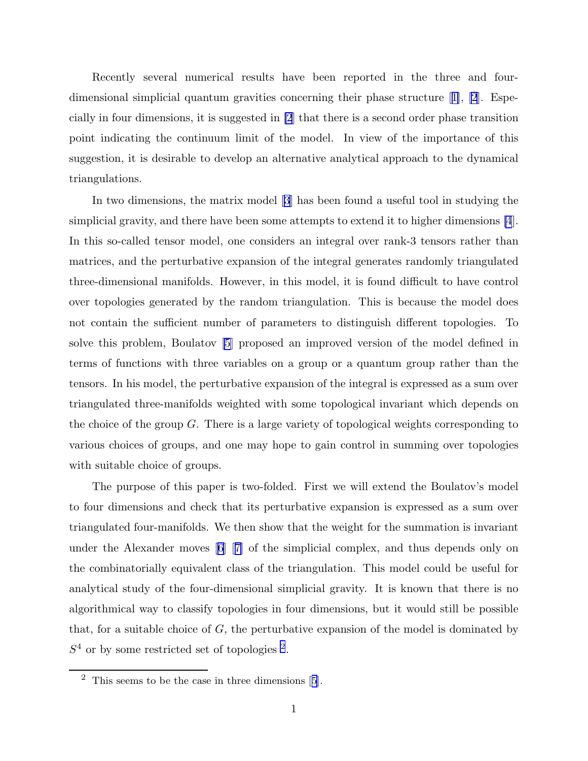Recently several numerical results have been reported in the three and four-dimensional simplicial quantum gravities concerning their phase structure [1], [2]. Especially in four dimensions, it is suggested in [2] that there is a second order phase transition point indicating the continuum limit of the model. In view of the importance of this suggestion, it is desirable to develop an alternative analytical approach to the dynamical triangulations.

In two dimensions, the matrix model [3] has been found a useful tool in studying the simplicial gravity, and there have been some attempts to extend it to higher dimensions [4]. In this so-called tensor model, one considers an integral over rank-3 tensors rather than matrices, and the perturbative expansion of the integral generates randomly triangulated three-dimensional manifolds. However, in this model, it is found difficult to have control over topologies generated by the random triangulation. This is because the model does not contain the sufficient number of parameters to distinguish different topologies. To solve this problem, Boulatov [5] proposed an improved version of the model defined in terms of functions with three variables on a group or a quantum group rather than the tensors. In his model, the perturbative expansion of the integral is expressed as a sum over triangulated three-manifolds weighted with some topological invariant which depends on the choice of the group $G$. There is a large variety of topological weights corresponding to various choices of groups, and one may hope to gain control in summing over topologies with suitable choice of groups.

The purpose of this paper is two-folded. First we will extend the Boulatov's model to four dimensions and check that its perturbative expansion is expressed as a sum over triangulated four-manifolds. We then show that the weight for the summation is invariant under the Alexander moves [6] [7] of the simplicial complex, and thus depends only on the combinatorially equivalent class of the triangulation. This model could be useful for analytical study of the four-dimensional simplicial gravity. It is known that there is no algorithmical way to classify topologies in four dimensions, but it would still be possible that, for a suitable choice of $G$, the perturbative expansion of the model is dominated by $S^4$ or by some restricted set of topologies [2].

[2] This seems to be the case in three dimensions [5].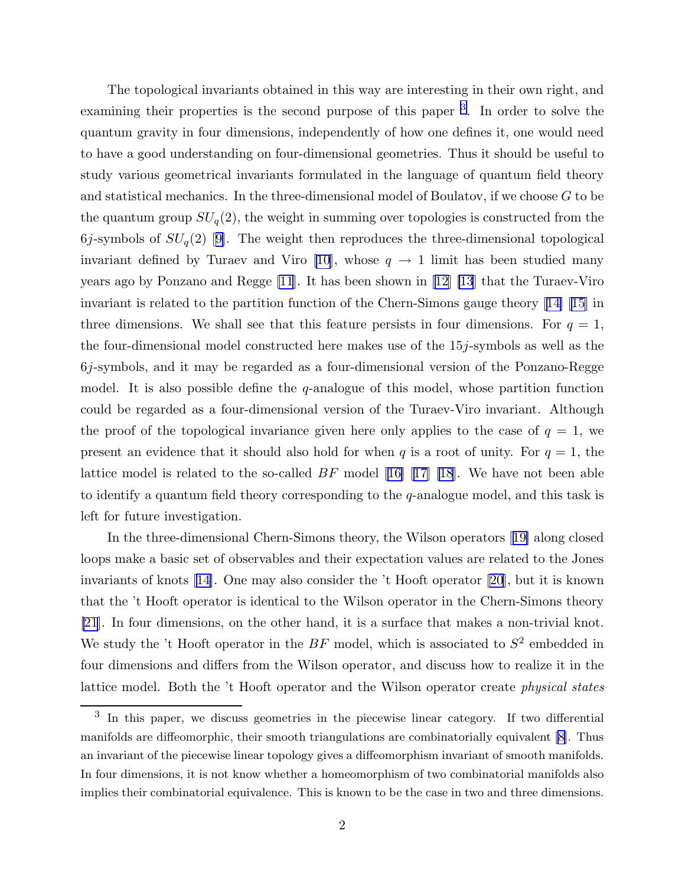The topological invariants obtained in this way are interesting in their own right, and examining their properties is the second purpose of this paper [3]. In order to solve the quantum gravity in four dimensions, independently of how one defines it, one would need to have a good understanding on four-dimensional geometries. Thus it should be useful to study various geometrical invariants formulated in the language of quantum field theory and statistical mechanics. In the three-dimensional model of Boulatov, if we choose $G$ to be the quantum group $SU_q(2)$, the weight in summing over topologies is constructed from the $6j$-symbols of $SU_q(2)$ [9]. The weight then reproduces the three-dimensional topological invariant defined by Turaev and Viro [10], whose $q \to 1$ limit has been studied many years ago by Ponzano and Regge [11]. It has been shown in [12] [13] that the Turaev-Viro invariant is related to the partition function of the Chern-Simons gauge theory [14] [15] in three dimensions. We shall see that this feature persists in four dimensions. For $q = 1$, the four-dimensional model constructed here makes use of the $15j$-symbols as well as the $6j$-symbols, and it may be regarded as a four-dimensional version of the Ponzano-Regge model. It is also possible define the $q$-analogue of this model, whose partition function could be regarded as a four-dimensional version of the Turaev-Viro invariant. Although the proof of the topological invariance given here only applies to the case of $q = 1$, we present an evidence that it should also hold for when $q$ is a root of unity. For $q = 1$, the lattice model is related to the so-called $BF$ model [16] [17] [18]. We have not been able to identify a quantum field theory corresponding to the $q$-analogue model, and this task is left for future investigation.

In the three-dimensional Chern-Simons theory, the Wilson operators [19] along closed loops make a basic set of observables and their expectation values are related to the Jones invariants of knots [14]. One may also consider the 't Hooft operator [20], but it is known that the 't Hooft operator is identical to the Wilson operator in the Chern-Simons theory [21]. In four dimensions, on the other hand, it is a surface that makes a non-trivial knot. We study the 't Hooft operator in the $BF$ model, which is associated to $S^2$ embedded in four dimensions and differs from the Wilson operator, and discuss how to realize it in the lattice model. Both the 't Hooft operator and the Wilson operator create *physical states*

[3] In this paper, we discuss geometries in the piecewise linear category. If two differential manifolds are diffeomorphic, their smooth triangulations are combinatorially equivalent [8]. Thus an invariant of the piecewise linear topology gives a diffeomorphism invariant of smooth manifolds. In four dimensions, it is not know whether a homeomorphism of two combinatorial manifolds also implies their combinatorial equivalence. This is known to be the case in two and three dimensions.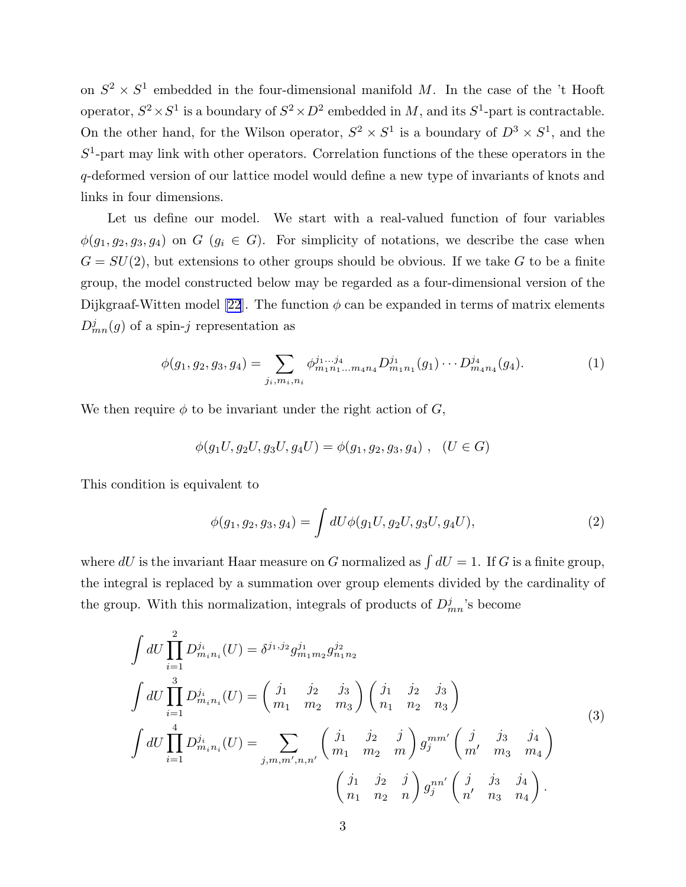on $S^2 \times S^1$ embedded in the four-dimensional manifold $M$. In the case of the 't Hooft operator, $S^2 \times S^1$ is a boundary of $S^2 \times D^2$ embedded in $M$, and its $S^1$-part is contractable. On the other hand, for the Wilson operator, $S^2 \times S^1$ is a boundary of $D^3 \times S^1$, and the $S^1$-part may link with other operators. Correlation functions of the these operators in the $q$-deformed version of our lattice model would define a new type of invariants of knots and links in four dimensions.

Let us define our model. We start with a real-valued function of four variables $\phi(g_1, g_2, g_3, g_4)$ on $G$ ($g_i \in G$). For simplicity of notations, we describe the case when $G = SU(2)$, but extensions to other groups should be obvious. If we take $G$ to be a finite group, the model constructed below may be regarded as a four-dimensional version of the Dijkgraaf-Witten model [22]. The function $\phi$ can be expanded in terms of matrix elements $D^j_{mn}(g)$ of a spin-$j$ representation as

$$\phi(g_1, g_2, g_3, g_4) = \sum_{j_i, m_i, n_i} \phi^{j_1 \dots j_4}_{m_1 n_1 \dots m_4 n_4} D^{j_1}_{m_1 n_1}(g_1) \cdots D^{j_4}_{m_4 n_4}(g_4). \tag{1}$$

We then require $\phi$ to be invariant under the right action of $G$,

$$\phi(g_1 U, g_2 U, g_3 U, g_4 U) = \phi(g_1, g_2, g_3, g_4) \ , \quad (U \in G)$$

This condition is equivalent to

$$\phi(g_1, g_2, g_3, g_4) = \int dU \phi(g_1 U, g_2 U, g_3 U, g_4 U), \tag{2}$$

where $dU$ is the invariant Haar measure on $G$ normalized as $\int dU = 1$. If $G$ is a finite group, the integral is replaced by a summation over group elements divided by the cardinality of the group. With this normalization, integrals of products of $D^j_{mn}$'s become

$$\begin{aligned}
\int dU \prod_{i=1}^{2} D^{j_i}_{m_i n_i}(U) &= \delta^{j_1, j_2} g^{j_1}_{m_1 m_2} g^{j_2}_{n_1 n_2} \\
\int dU \prod_{i=1}^{3} D^{j_i}_{m_i n_i}(U) &= \begin{pmatrix} j_1 & j_2 & j_3 \\ m_1 & m_2 & m_3 \end{pmatrix} \begin{pmatrix} j_1 & j_2 & j_3 \\ n_1 & n_2 & n_3 \end{pmatrix} \\
\int dU \prod_{i=1}^{4} D^{j_i}_{m_i n_i}(U) &= \sum_{j, m, m', n, n'} \begin{pmatrix} j_1 & j_2 & j \\ m_1 & m_2 & m \end{pmatrix} g^{mm'}_j \begin{pmatrix} j & j_3 & j_4 \\ m' & m_3 & m_4 \end{pmatrix} \\
&\qquad\qquad \begin{pmatrix} j_1 & j_2 & j \\ n_1 & n_2 & n \end{pmatrix} g^{nn'}_j \begin{pmatrix} j & j_3 & j_4 \\ n' & n_3 & n_4 \end{pmatrix}.
\end{aligned} \tag{3}$$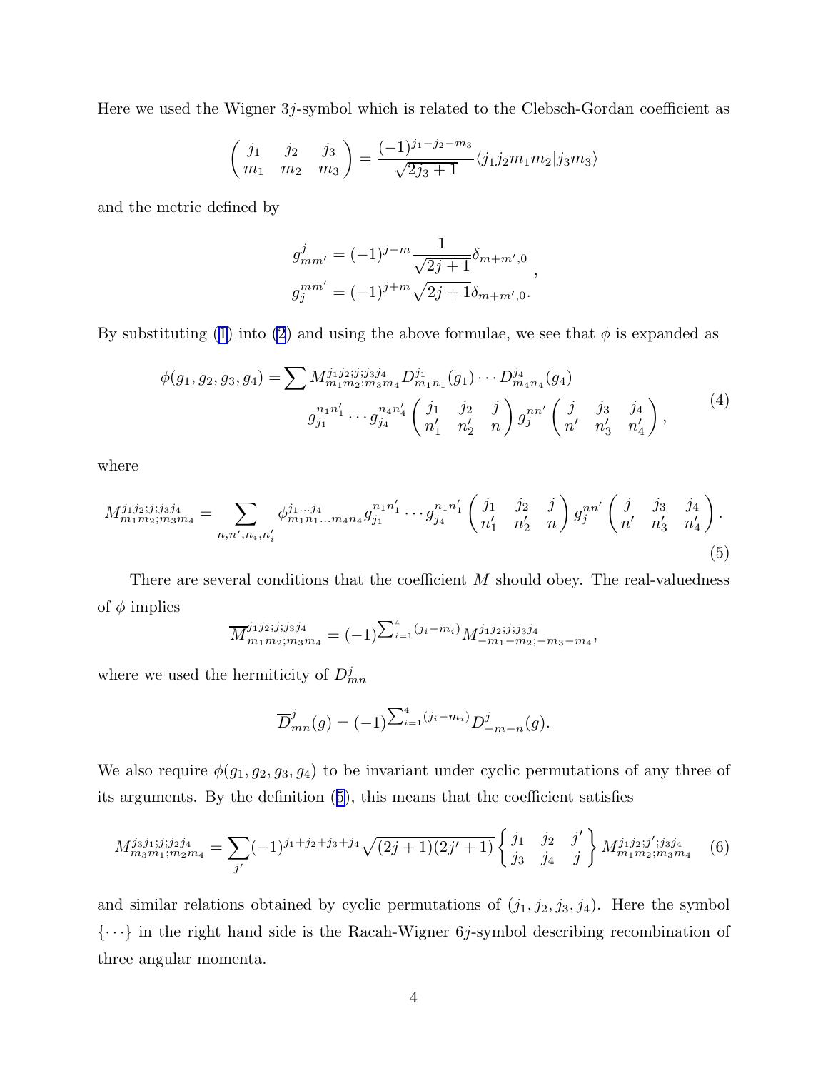Here we used the Wigner $3j$-symbol which is related to the Clebsch-Gordan coefficient as

$$\begin{pmatrix} j_1 & j_2 & j_3 \\ m_1 & m_2 & m_3 \end{pmatrix} = \frac{(-1)^{j_1-j_2-m_3}}{\sqrt{2j_3+1}} \langle j_1 j_2 m_1 m_2 | j_3 m_3 \rangle$$

and the metric defined by

$$\begin{aligned} g^j_{mm'} &= (-1)^{j-m} \frac{1}{\sqrt{2j+1}} \delta_{m+m',0} \\ g_j^{mm'} &= (-1)^{j+m} \sqrt{2j+1} \delta_{m+m',0}. \end{aligned},$$

By substituting (1) into (2) and using the above formulae, we see that $\phi$ is expanded as

$$\begin{aligned} \phi(g_1, g_2, g_3, g_4) = \sum M^{j_1 j_2; j; j_3 j_4}_{m_1 m_2; m_3 m_4} D^{j_1}_{m_1 n_1}(g_1) \cdots D^{j_4}_{m_4 n_4}(g_4) \\ g^{n_1 n_1'}_{j_1} \cdots g^{n_4 n_4'}_{j_4} \begin{pmatrix} j_1 & j_2 & j \\ n_1' & n_2' & n \end{pmatrix} g^{nn'}_j \begin{pmatrix} j & j_3 & j_4 \\ n' & n_3' & n_4' \end{pmatrix}, \end{aligned} \tag{4}$$

where

$$M^{j_1 j_2; j; j_3 j_4}_{m_1 m_2; m_3 m_4} = \sum_{n, n', n_i, n_i'} \phi^{j_1 \dots j_4}_{m_1 n_1 \dots m_4 n_4} g^{n_1 n_1'}_{j_1} \cdots g^{n_1 n_1'}_{j_4} \begin{pmatrix} j_1 & j_2 & j \\ n_1' & n_2' & n \end{pmatrix} g^{nn'}_j \begin{pmatrix} j & j_3 & j_4 \\ n' & n_3' & n_4' \end{pmatrix}. \tag{5}$$

There are several conditions that the coefficient $M$ should obey. The real-valuedness of $\phi$ implies

$$\overline{M}^{j_1 j_2; j; j_3 j_4}_{m_1 m_2; m_3 m_4} = (-1)^{\sum_{i=1}^4 (j_i - m_i)} M^{j_1 j_2; j; j_3 j_4}_{-m_1 -m_2; -m_3 -m_4},$$

where we used the hermiticity of $D^j_{mn}$

$$\overline{D}^j_{mn}(g) = (-1)^{\sum_{i=1}^4 (j_i - m_i)} D^j_{-m-n}(g).$$

We also require $\phi(g_1, g_2, g_3, g_4)$ to be invariant under cyclic permutations of any three of its arguments. By the definition (5), this means that the coefficient satisfies

$$M^{j_3 j_1; j; j_2 j_4}_{m_3 m_1; m_2 m_4} = \sum_{j'} (-1)^{j_1+j_2+j_3+j_4} \sqrt{(2j+1)(2j'+1)} \begin{Bmatrix} j_1 & j_2 & j' \\ j_3 & j_4 & j \end{Bmatrix} M^{j_1 j_2; j'; j_3 j_4}_{m_1 m_2; m_3 m_4} \tag{6}$$

and similar relations obtained by cyclic permutations of $(j_1, j_2, j_3, j_4)$. Here the symbol $\{\cdots\}$ in the right hand side is the Racah-Wigner $6j$-symbol describing recombination of three angular momenta.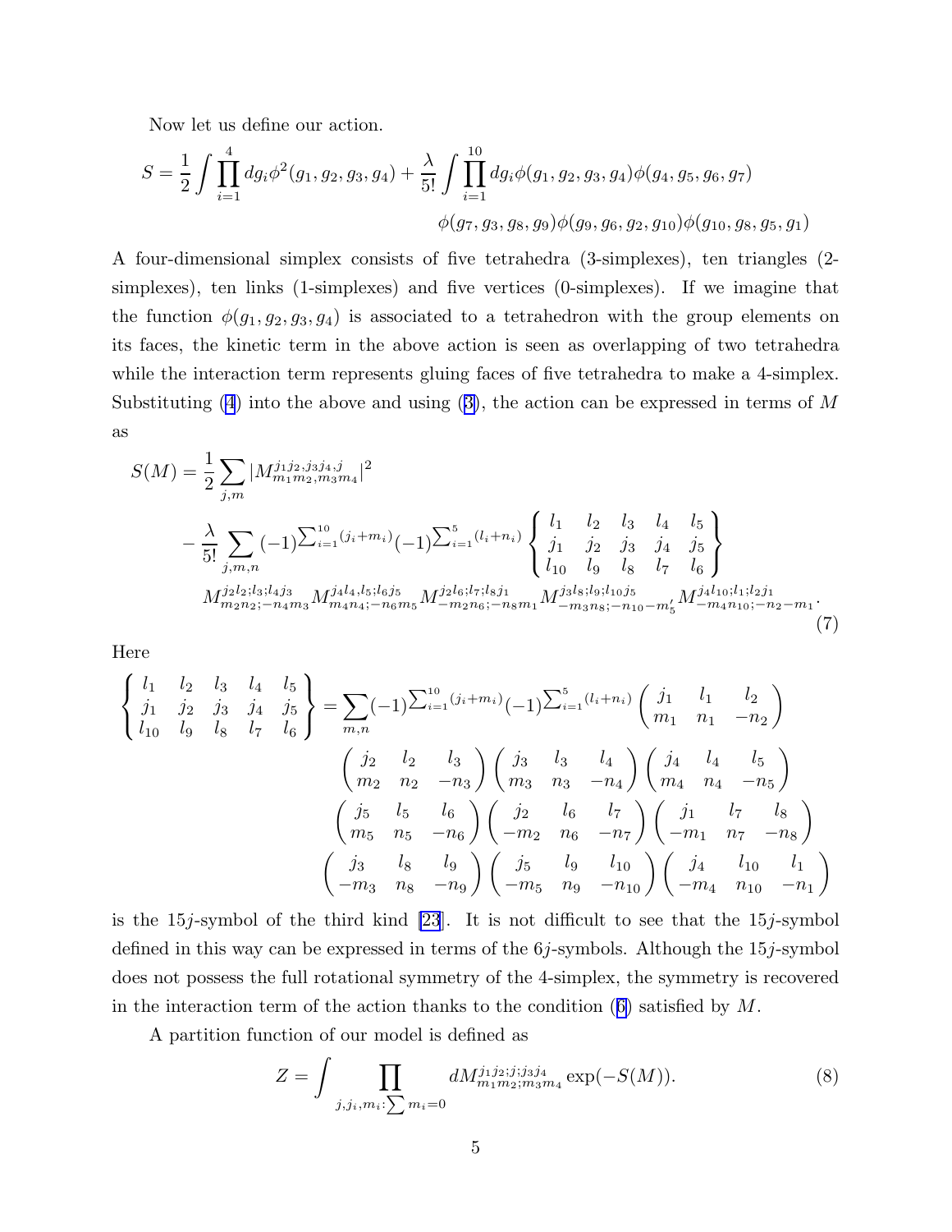Now let us define our action.

$$S = \frac{1}{2}\int \prod_{i=1}^{4} dg_i \phi^2(g_1,g_2,g_3,g_4) + \frac{\lambda}{5!}\int \prod_{i=1}^{10} dg_i \phi(g_1,g_2,g_3,g_4)\phi(g_4,g_5,g_6,g_7)$$
$$\phi(g_7,g_3,g_8,g_9)\phi(g_9,g_6,g_2,g_{10})\phi(g_{10},g_8,g_5,g_1)$$

A four-dimensional simplex consists of five tetrahedra (3-simplexes), ten triangles (2-simplexes), ten links (1-simplexes) and five vertices (0-simplexes). If we imagine that the function $\phi(g_1,g_2,g_3,g_4)$ is associated to a tetrahedron with the group elements on its faces, the kinetic term in the above action is seen as overlapping of two tetrahedra while the interaction term represents gluing faces of five tetrahedra to make a 4-simplex. Substituting (4) into the above and using (3), the action can be expressed in terms of $M$ as

$$\begin{aligned}
S(M) = &\frac{1}{2}\sum_{j,m} |M^{j_1 j_2, j_3 j_4, j}_{m_1 m_2, m_3 m_4}|^2 \\
&- \frac{\lambda}{5!}\sum_{j,m,n} (-1)^{\sum_{i=1}^{10}(j_i+m_i)}(-1)^{\sum_{i=1}^{5}(l_i+n_i)} \begin{Bmatrix} l_1 & l_2 & l_3 & l_4 & l_5 \\ j_1 & j_2 & j_3 & j_4 & j_5 \\ l_{10} & l_9 & l_8 & l_7 & l_6 \end{Bmatrix} \\
&M^{j_2 l_2; l_3; l_4 j_3}_{m_2 n_2; -n_4 m_3} M^{j_4 l_4, l_5; l_6 j_5}_{m_4 n_4; -n_6 m_5} M^{j_2 l_6; l_7; l_8 j_1}_{-m_2 n_6; -n_8 m_1} M^{j_3 l_8; l_9; l_{10} j_5}_{-m_3 n_8; -n_{10} -m_5'} M^{j_4 l_{10}; l_1; l_2 j_1}_{-m_4 n_{10}; -n_2 -m_1}.
\end{aligned} \tag{7}$$

Here

$$\begin{aligned}
\begin{Bmatrix} l_1 & l_2 & l_3 & l_4 & l_5 \\ j_1 & j_2 & j_3 & j_4 & j_5 \\ l_{10} & l_9 & l_8 & l_7 & l_6 \end{Bmatrix} = &\sum_{m,n} (-1)^{\sum_{i=1}^{10}(j_i+m_i)}(-1)^{\sum_{i=1}^{5}(l_i+n_i)} \begin{pmatrix} j_1 & l_1 & l_2 \\ m_1 & n_1 & -n_2 \end{pmatrix} \\
&\begin{pmatrix} j_2 & l_2 & l_3 \\ m_2 & n_2 & -n_3 \end{pmatrix} \begin{pmatrix} j_3 & l_3 & l_4 \\ m_3 & n_3 & -n_4 \end{pmatrix} \begin{pmatrix} j_4 & l_4 & l_5 \\ m_4 & n_4 & -n_5 \end{pmatrix} \\
&\begin{pmatrix} j_5 & l_5 & l_6 \\ m_5 & n_5 & -n_6 \end{pmatrix} \begin{pmatrix} j_2 & l_6 & l_7 \\ -m_2 & n_6 & -n_7 \end{pmatrix} \begin{pmatrix} j_1 & l_7 & l_8 \\ -m_1 & n_7 & -n_8 \end{pmatrix} \\
&\begin{pmatrix} j_3 & l_8 & l_9 \\ -m_3 & n_8 & -n_9 \end{pmatrix} \begin{pmatrix} j_5 & l_9 & l_{10} \\ -m_5 & n_9 & -n_{10} \end{pmatrix} \begin{pmatrix} j_4 & l_{10} & l_1 \\ -m_4 & n_{10} & -n_1 \end{pmatrix}
\end{aligned}$$

is the $15j$-symbol of the third kind [23]. It is not difficult to see that the $15j$-symbol defined in this way can be expressed in terms of the $6j$-symbols. Although the $15j$-symbol does not possess the full rotational symmetry of the 4-simplex, the symmetry is recovered in the interaction term of the action thanks to the condition (6) satisfied by $M$.

A partition function of our model is defined as

$$Z = \int \prod_{j,j_i,m_i:\sum m_i=0} dM^{j_1 j_2; j; j_3 j_4}_{m_1 m_2; m_3 m_4} \exp(-S(M)). \tag{8}$$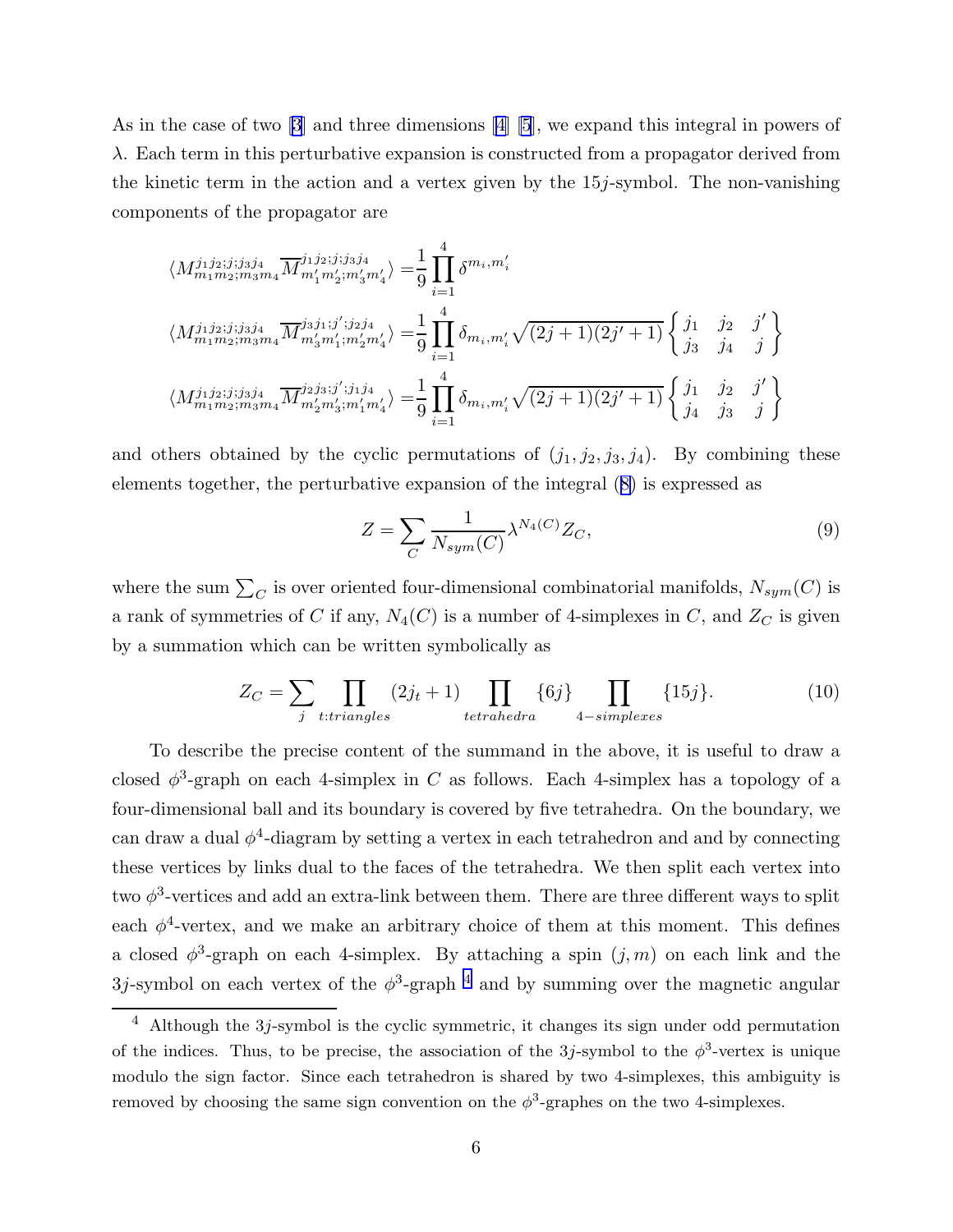As in the case of two [3] and three dimensions [4] [5], we expand this integral in powers of $\lambda$. Each term in this perturbative expansion is constructed from a propagator derived from the kinetic term in the action and a vertex given by the $15j$-symbol. The non-vanishing components of the propagator are

$$
\begin{aligned}
\langle M^{j_1 j_2;j;j_3 j_4}_{m_1 m_2;m_3 m_4} \overline{M}^{j_1 j_2;j;j_3 j_4}_{m_1' m_2';m_3' m_4'} \rangle =& \frac{1}{9} \prod_{i=1}^{4} \delta^{m_i, m_i'} \\
\langle M^{j_1 j_2;j;j_3 j_4}_{m_1 m_2;m_3 m_4} \overline{M}^{j_3 j_1;j';j_2 j_4}_{m_3' m_1';m_2' m_4'} \rangle =& \frac{1}{9} \prod_{i=1}^{4} \delta_{m_i, m_i'} \sqrt{(2j+1)(2j'+1)} \begin{Bmatrix} j_1 & j_2 & j' \\ j_3 & j_4 & j \end{Bmatrix} \\
\langle M^{j_1 j_2;j;j_3 j_4}_{m_1 m_2;m_3 m_4} \overline{M}^{j_2 j_3;j';j_1 j_4}_{m_2' m_3';m_1' m_4'} \rangle =& \frac{1}{9} \prod_{i=1}^{4} \delta_{m_i, m_i'} \sqrt{(2j+1)(2j'+1)} \begin{Bmatrix} j_1 & j_2 & j' \\ j_4 & j_3 & j \end{Bmatrix}
\end{aligned}
$$

and others obtained by the cyclic permutations of $(j_1, j_2, j_3, j_4)$. By combining these elements together, the perturbative expansion of the integral (8) is expressed as

$$
Z = \sum_{C} \frac{1}{N_{sym}(C)} \lambda^{N_4(C)} Z_C, \tag{9}
$$

where the sum $\sum_C$ is over oriented four-dimensional combinatorial manifolds, $N_{sym}(C)$ is a rank of symmetries of $C$ if any, $N_4(C)$ is a number of 4-simplexes in $C$, and $Z_C$ is given by a summation which can be written symbolically as

$$
Z_C = \sum_{j} \prod_{t:triangles} (2j_t + 1) \prod_{tetrahedra} \{6j\} \prod_{4-simplexes} \{15j\}. \tag{10}
$$

To describe the precise content of the summand in the above, it is useful to draw a closed $\phi^3$-graph on each 4-simplex in $C$ as follows. Each 4-simplex has a topology of a four-dimensional ball and its boundary is covered by five tetrahedra. On the boundary, we can draw a dual $\phi^4$-diagram by setting a vertex in each tetrahedron and and by connecting these vertices by links dual to the faces of the tetrahedra. We then split each vertex into two $\phi^3$-vertices and add an extra-link between them. There are three different ways to split each $\phi^4$-vertex, and we make an arbitrary choice of them at this moment. This defines a closed $\phi^3$-graph on each 4-simplex. By attaching a spin $(j, m)$ on each link and the $3j$-symbol on each vertex of the $\phi^3$-graph [4] and by summing over the magnetic angular

[4] Although the $3j$-symbol is the cyclic symmetric, it changes its sign under odd permutation of the indices. Thus, to be precise, the association of the $3j$-symbol to the $\phi^3$-vertex is unique modulo the sign factor. Since each tetrahedron is shared by two 4-simplexes, this ambiguity is removed by choosing the same sign convention on the $\phi^3$-graphes on the two 4-simplexes.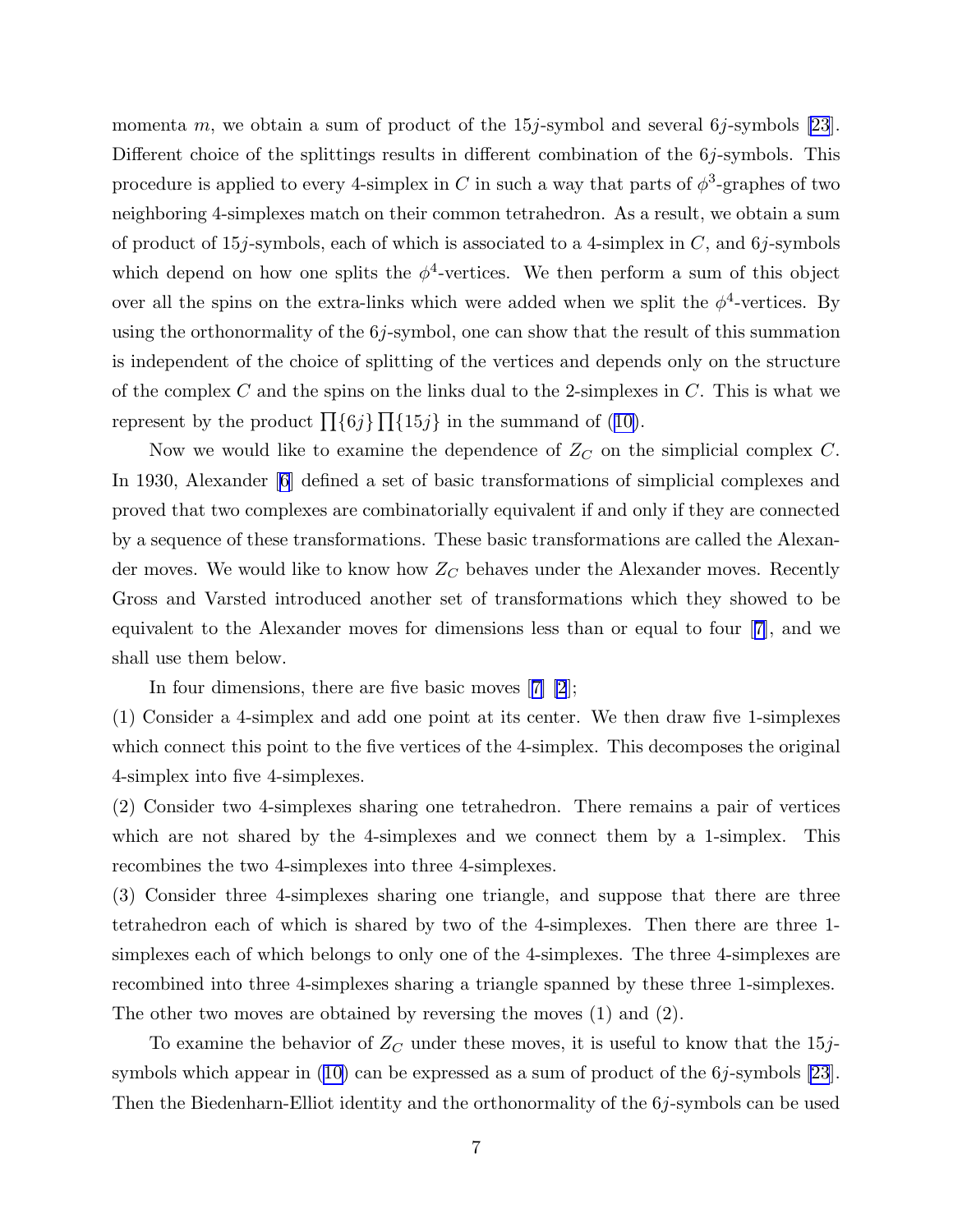momenta $m$, we obtain a sum of product of the $15j$-symbol and several $6j$-symbols [23]. Different choice of the splittings results in different combination of the $6j$-symbols. This procedure is applied to every 4-simplex in $C$ in such a way that parts of $\phi^3$-graphes of two neighboring 4-simplexes match on their common tetrahedron. As a result, we obtain a sum of product of $15j$-symbols, each of which is associated to a 4-simplex in $C$, and $6j$-symbols which depend on how one splits the $\phi^4$-vertices. We then perform a sum of this object over all the spins on the extra-links which were added when we split the $\phi^4$-vertices. By using the orthonormality of the $6j$-symbol, one can show that the result of this summation is independent of the choice of splitting of the vertices and depends only on the structure of the complex $C$ and the spins on the links dual to the 2-simplexes in $C$. This is what we represent by the product $\prod\{6j\}\prod\{15j\}$ in the summand of (10).

Now we would like to examine the dependence of $Z_C$ on the simplicial complex $C$. In 1930, Alexander [6] defined a set of basic transformations of simplicial complexes and proved that two complexes are combinatorially equivalent if and only if they are connected by a sequence of these transformations. These basic transformations are called the Alexander moves. We would like to know how $Z_C$ behaves under the Alexander moves. Recently Gross and Varsted introduced another set of transformations which they showed to be equivalent to the Alexander moves for dimensions less than or equal to four [7], and we shall use them below.

In four dimensions, there are five basic moves [7] [2];

(1) Consider a 4-simplex and add one point at its center. We then draw five 1-simplexes which connect this point to the five vertices of the 4-simplex. This decomposes the original 4-simplex into five 4-simplexes.

(2) Consider two 4-simplexes sharing one tetrahedron. There remains a pair of vertices which are not shared by the 4-simplexes and we connect them by a 1-simplex. This recombines the two 4-simplexes into three 4-simplexes.

(3) Consider three 4-simplexes sharing one triangle, and suppose that there are three tetrahedron each of which is shared by two of the 4-simplexes. Then there are three 1-simplexes each of which belongs to only one of the 4-simplexes. The three 4-simplexes are recombined into three 4-simplexes sharing a triangle spanned by these three 1-simplexes.

The other two moves are obtained by reversing the moves (1) and (2).

To examine the behavior of $Z_C$ under these moves, it is useful to know that the $15j$-symbols which appear in (10) can be expressed as a sum of product of the $6j$-symbols [23]. Then the Biedenharn-Elliot identity and the orthonormality of the $6j$-symbols can be used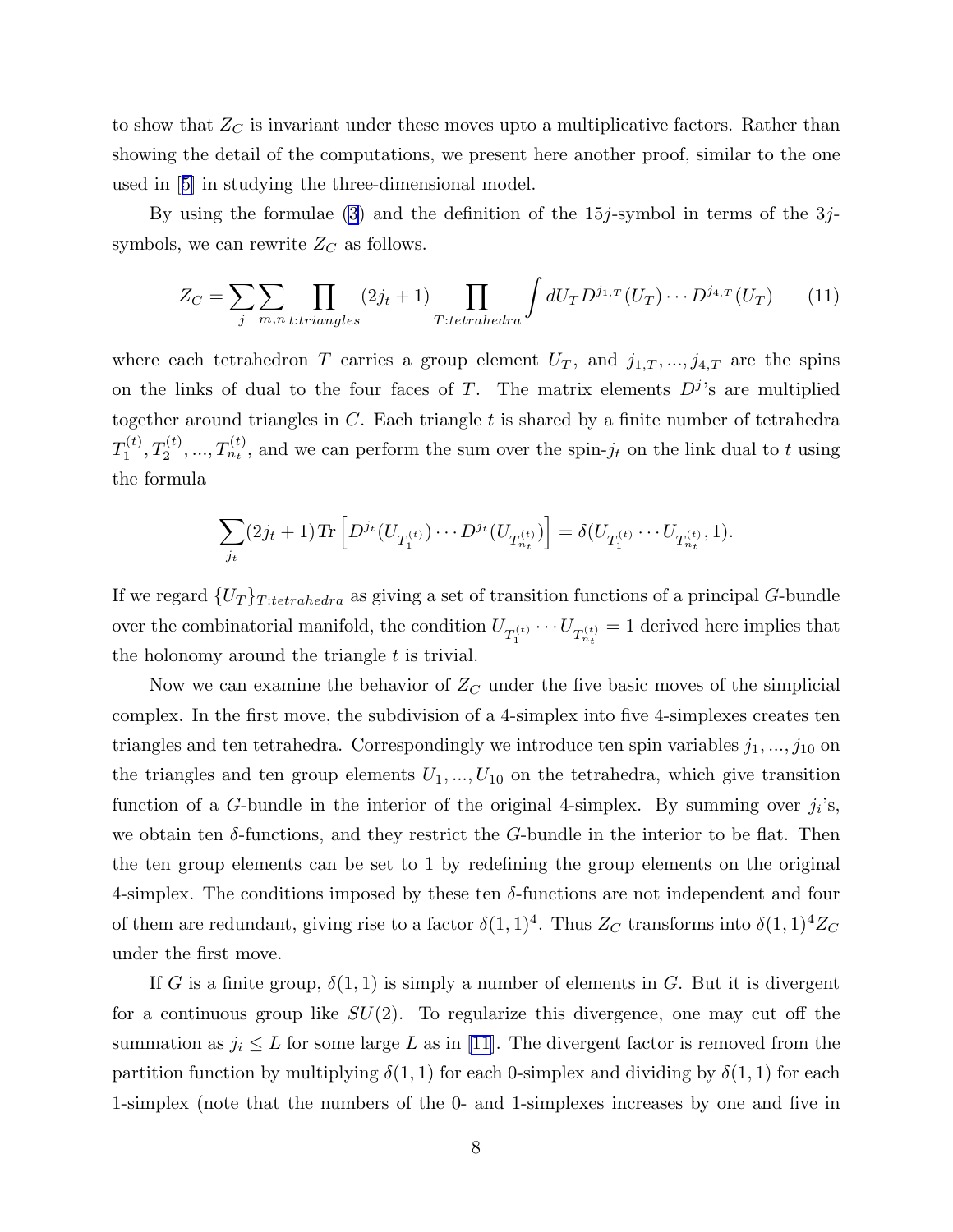to show that $Z_C$ is invariant under these moves upto a multiplicative factors. Rather than showing the detail of the computations, we present here another proof, similar to the one used in [5] in studying the three-dimensional model.

By using the formulae (3) and the definition of the 15$j$-symbol in terms of the 3$j$-symbols, we can rewrite $Z_C$ as follows.

$$Z_C = \sum_j \sum_{m,n} \prod_{t:triangles} (2j_t + 1) \prod_{T:tetrahedra} \int dU_T D^{j_{1,T}}(U_T) \cdots D^{j_{4,T}}(U_T) \tag{11}$$

where each tetrahedron $T$ carries a group element $U_T$, and $j_{1,T}, ..., j_{4,T}$ are the spins on the links of dual to the four faces of $T$. The matrix elements $D^j$'s are multiplied together around triangles in $C$. Each triangle $t$ is shared by a finite number of tetrahedra $T_1^{(t)}, T_2^{(t)}, ..., T_{n_t}^{(t)}$, and we can perform the sum over the spin-$j_t$ on the link dual to $t$ using the formula

$$\sum_{j_t} (2j_t + 1) Tr \left[ D^{j_t}(U_{T_1^{(t)}}) \cdots D^{j_t}(U_{T_{n_t}^{(t)}}) \right] = \delta(U_{T_1^{(t)}} \cdots U_{T_{n_t}^{(t)}}, 1).$$

If we regard $\{U_T\}_{T:tetrahedra}$ as giving a set of transition functions of a principal $G$-bundle over the combinatorial manifold, the condition $U_{T_1^{(t)}} \cdots U_{T_{n_t}^{(t)}} = 1$ derived here implies that the holonomy around the triangle $t$ is trivial.

Now we can examine the behavior of $Z_C$ under the five basic moves of the simplicial complex. In the first move, the subdivision of a 4-simplex into five 4-simplexes creates ten triangles and ten tetrahedra. Correspondingly we introduce ten spin variables $j_1, ..., j_{10}$ on the triangles and ten group elements $U_1, ..., U_{10}$ on the tetrahedra, which give transition function of a $G$-bundle in the interior of the original 4-simplex. By summing over $j_i$'s, we obtain ten $\delta$-functions, and they restrict the $G$-bundle in the interior to be flat. Then the ten group elements can be set to 1 by redefining the group elements on the original 4-simplex. The conditions imposed by these ten $\delta$-functions are not independent and four of them are redundant, giving rise to a factor $\delta(1,1)^4$. Thus $Z_C$ transforms into $\delta(1,1)^4 Z_C$ under the first move.

If $G$ is a finite group, $\delta(1,1)$ is simply a number of elements in $G$. But it is divergent for a continuous group like $SU(2)$. To regularize this divergence, one may cut off the summation as $j_i \leq L$ for some large $L$ as in [11]. The divergent factor is removed from the partition function by multiplying $\delta(1,1)$ for each 0-simplex and dividing by $\delta(1,1)$ for each 1-simplex (note that the numbers of the 0- and 1-simplexes increases by one and five in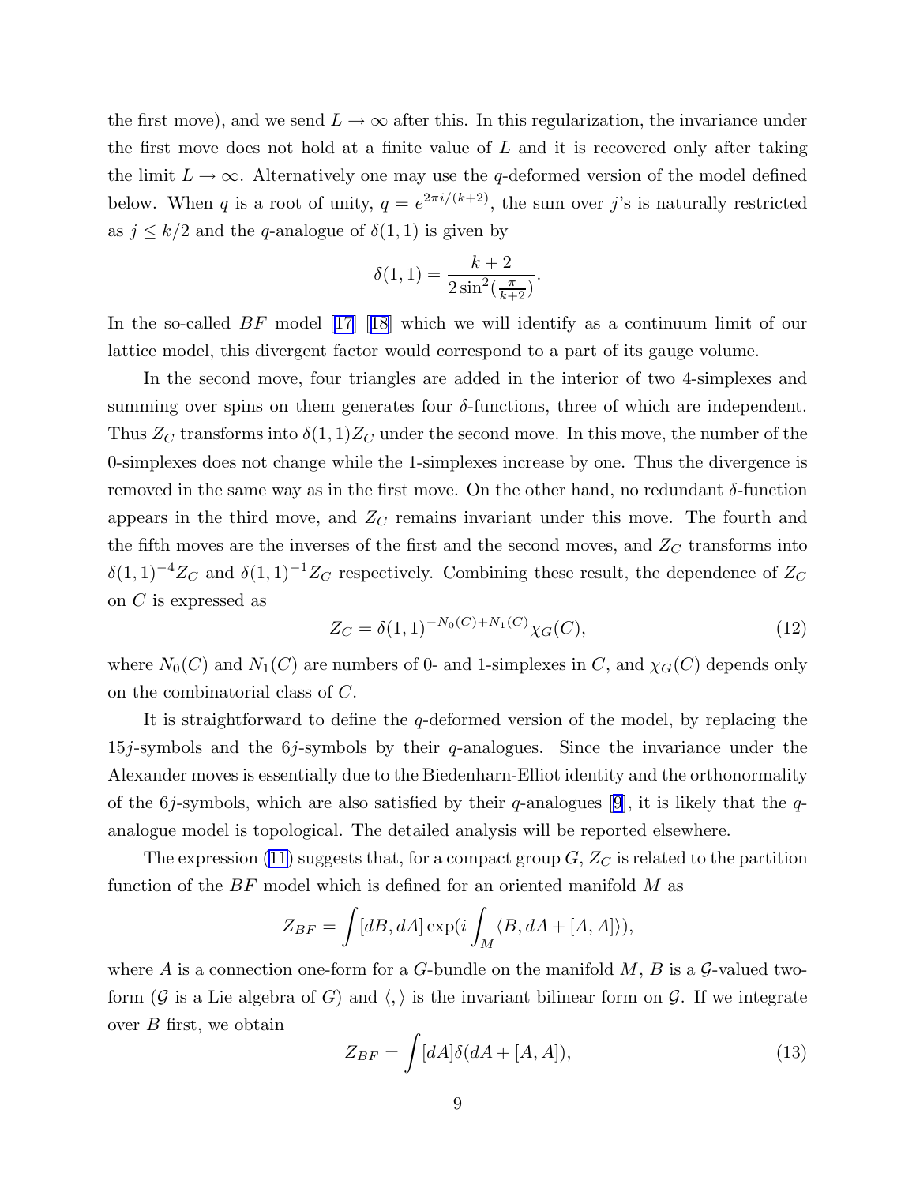the first move), and we send $L \to \infty$ after this. In this regularization, the invariance under the first move does not hold at a finite value of $L$ and it is recovered only after taking the limit $L \to \infty$. Alternatively one may use the $q$-deformed version of the model defined below. When $q$ is a root of unity, $q = e^{2\pi i/(k+2)}$, the sum over $j$'s is naturally restricted as $j \leq k/2$ and the $q$-analogue of $\delta(1,1)$ is given by

$$\delta(1,1) = \frac{k+2}{2\sin^2(\frac{\pi}{k+2})}.$$

In the so-called $BF$ model [17] [18] which we will identify as a continuum limit of our lattice model, this divergent factor would correspond to a part of its gauge volume.

In the second move, four triangles are added in the interior of two 4-simplexes and summing over spins on them generates four $\delta$-functions, three of which are independent. Thus $Z_C$ transforms into $\delta(1,1)Z_C$ under the second move. In this move, the number of the 0-simplexes does not change while the 1-simplexes increase by one. Thus the divergence is removed in the same way as in the first move. On the other hand, no redundant $\delta$-function appears in the third move, and $Z_C$ remains invariant under this move. The fourth and the fifth moves are the inverses of the first and the second moves, and $Z_C$ transforms into $\delta(1,1)^{-4}Z_C$ and $\delta(1,1)^{-1}Z_C$ respectively. Combining these result, the dependence of $Z_C$ on $C$ is expressed as

$$Z_C = \delta(1,1)^{-N_0(C)+N_1(C)}\chi_G(C), \tag{12}$$

where $N_0(C)$ and $N_1(C)$ are numbers of 0- and 1-simplexes in $C$, and $\chi_G(C)$ depends only on the combinatorial class of $C$.

It is straightforward to define the $q$-deformed version of the model, by replacing the $15j$-symbols and the $6j$-symbols by their $q$-analogues. Since the invariance under the Alexander moves is essentially due to the Biedenharn-Elliot identity and the orthonormality of the $6j$-symbols, which are also satisfied by their $q$-analogues [9], it is likely that the $q$-analogue model is topological. The detailed analysis will be reported elsewhere.

The expression (11) suggests that, for a compact group $G$, $Z_C$ is related to the partition function of the $BF$ model which is defined for an oriented manifold $M$ as

$$Z_{BF} = \int [dB, dA] \exp(i \int_M \langle B, dA + [A, A] \rangle),$$

where $A$ is a connection one-form for a $G$-bundle on the manifold $M$, $B$ is a $\mathcal{G}$-valued two-form ($\mathcal{G}$ is a Lie algebra of $G$) and $\langle , \rangle$ is the invariant bilinear form on $\mathcal{G}$. If we integrate over $B$ first, we obtain

$$Z_{BF} = \int [dA] \delta(dA + [A, A]), \tag{13}$$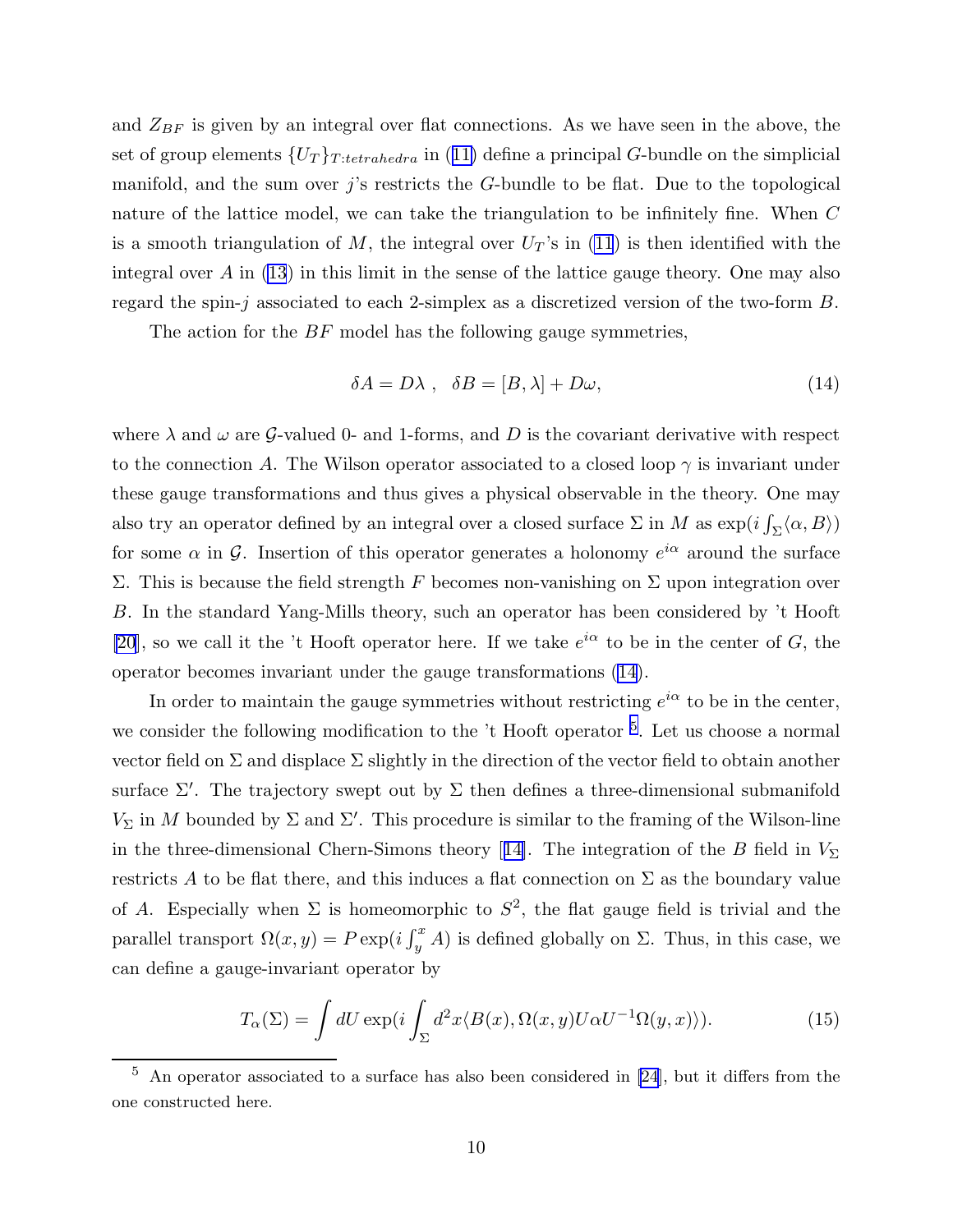and $Z_{BF}$ is given by an integral over flat connections. As we have seen in the above, the set of group elements $\{U_T\}_{T:tetrahedra}$ in (11) define a principal $G$-bundle on the simplicial manifold, and the sum over $j$'s restricts the $G$-bundle to be flat. Due to the topological nature of the lattice model, we can take the triangulation to be infinitely fine. When $C$ is a smooth triangulation of $M$, the integral over $U_T$'s in (11) is then identified with the integral over $A$ in (13) in this limit in the sense of the lattice gauge theory. One may also regard the spin-$j$ associated to each 2-simplex as a discretized version of the two-form $B$.

The action for the $BF$ model has the following gauge symmetries,

$$\delta A = D\lambda \ , \quad \delta B = [B, \lambda] + D\omega, \tag{14}$$

where $\lambda$ and $\omega$ are $\mathcal{G}$-valued 0- and 1-forms, and $D$ is the covariant derivative with respect to the connection $A$. The Wilson operator associated to a closed loop $\gamma$ is invariant under these gauge transformations and thus gives a physical observable in the theory. One may also try an operator defined by an integral over a closed surface $\Sigma$ in $M$ as $\exp(i\int_\Sigma \langle \alpha, B\rangle)$ for some $\alpha$ in $\mathcal{G}$. Insertion of this operator generates a holonomy $e^{i\alpha}$ around the surface $\Sigma$. This is because the field strength $F$ becomes non-vanishing on $\Sigma$ upon integration over $B$. In the standard Yang-Mills theory, such an operator has been considered by 't Hooft [20], so we call it the 't Hooft operator here. If we take $e^{i\alpha}$ to be in the center of $G$, the operator becomes invariant under the gauge transformations (14).

In order to maintain the gauge symmetries without restricting $e^{i\alpha}$ to be in the center, we consider the following modification to the 't Hooft operator [5]. Let us choose a normal vector field on $\Sigma$ and displace $\Sigma$ slightly in the direction of the vector field to obtain another surface $\Sigma'$. The trajectory swept out by $\Sigma$ then defines a three-dimensional submanifold $V_\Sigma$ in $M$ bounded by $\Sigma$ and $\Sigma'$. This procedure is similar to the framing of the Wilson-line in the three-dimensional Chern-Simons theory [14]. The integration of the $B$ field in $V_\Sigma$ restricts $A$ to be flat there, and this induces a flat connection on $\Sigma$ as the boundary value of $A$. Especially when $\Sigma$ is homeomorphic to $S^2$, the flat gauge field is trivial and the parallel transport $\Omega(x,y) = P\exp(i\int_y^x A)$ is defined globally on $\Sigma$. Thus, in this case, we can define a gauge-invariant operator by

$$T_\alpha(\Sigma) = \int dU \exp(i\int_\Sigma d^2x \langle B(x), \Omega(x,y) U\alpha U^{-1}\Omega(y,x)\rangle). \tag{15}$$

---

[5] An operator associated to a surface has also been considered in [24], but it differs from the one constructed here.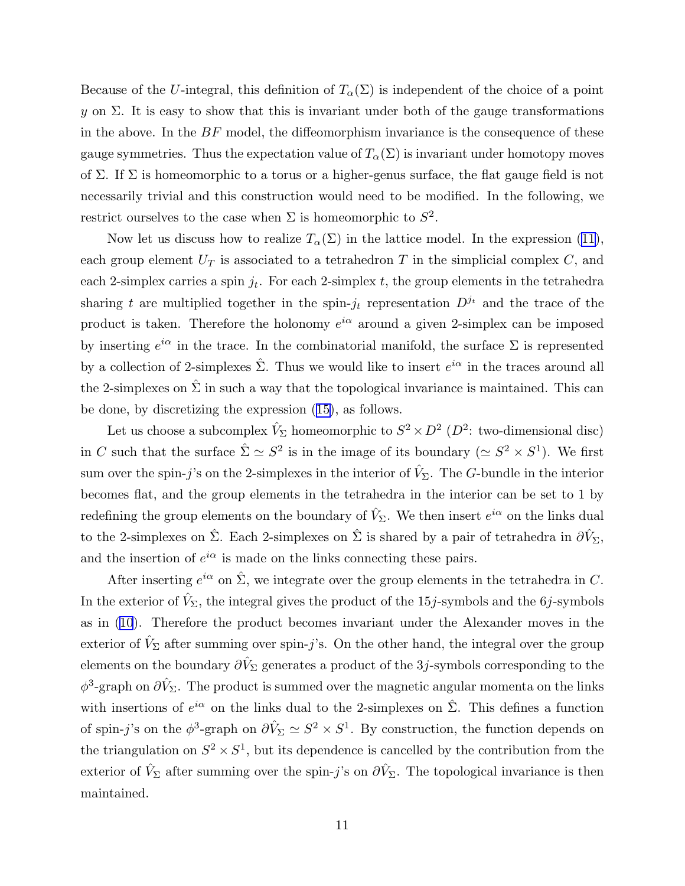Because of the $U$-integral, this definition of $T_\alpha(\Sigma)$ is independent of the choice of a point $y$ on $\Sigma$. It is easy to show that this is invariant under both of the gauge transformations in the above. In the $BF$ model, the diffeomorphism invariance is the consequence of these gauge symmetries. Thus the expectation value of $T_\alpha(\Sigma)$ is invariant under homotopy moves of $\Sigma$. If $\Sigma$ is homeomorphic to a torus or a higher-genus surface, the flat gauge field is not necessarily trivial and this construction would need to be modified. In the following, we restrict ourselves to the case when $\Sigma$ is homeomorphic to $S^2$.

Now let us discuss how to realize $T_\alpha(\Sigma)$ in the lattice model. In the expression (11), each group element $U_T$ is associated to a tetrahedron $T$ in the simplicial complex $C$, and each 2-simplex carries a spin $j_t$. For each 2-simplex $t$, the group elements in the tetrahedra sharing $t$ are multiplied together in the spin-$j_t$ representation $D^{j_t}$ and the trace of the product is taken. Therefore the holonomy $e^{i\alpha}$ around a given 2-simplex can be imposed by inserting $e^{i\alpha}$ in the trace. In the combinatorial manifold, the surface $\Sigma$ is represented by a collection of 2-simplexes $\hat{\Sigma}$. Thus we would like to insert $e^{i\alpha}$ in the traces around all the 2-simplexes on $\hat{\Sigma}$ in such a way that the topological invariance is maintained. This can be done, by discretizing the expression (15), as follows.

Let us choose a subcomplex $\hat{V}_\Sigma$ homeomorphic to $S^2 \times D^2$ ($D^2$: two-dimensional disc) in $C$ such that the surface $\hat{\Sigma} \simeq S^2$ is in the image of its boundary ($\simeq S^2 \times S^1$). We first sum over the spin-$j$'s on the 2-simplexes in the interior of $\hat{V}_\Sigma$. The $G$-bundle in the interior becomes flat, and the group elements in the tetrahedra in the interior can be set to 1 by redefining the group elements on the boundary of $\hat{V}_\Sigma$. We then insert $e^{i\alpha}$ on the links dual to the 2-simplexes on $\hat{\Sigma}$. Each 2-simplexes on $\hat{\Sigma}$ is shared by a pair of tetrahedra in $\partial\hat{V}_\Sigma$, and the insertion of $e^{i\alpha}$ is made on the links connecting these pairs.

After inserting $e^{i\alpha}$ on $\hat{\Sigma}$, we integrate over the group elements in the tetrahedra in $C$. In the exterior of $\hat{V}_\Sigma$, the integral gives the product of the $15j$-symbols and the $6j$-symbols as in (10). Therefore the product becomes invariant under the Alexander moves in the exterior of $\hat{V}_\Sigma$ after summing over spin-$j$'s. On the other hand, the integral over the group elements on the boundary $\partial\hat{V}_\Sigma$ generates a product of the $3j$-symbols corresponding to the $\phi^3$-graph on $\partial\hat{V}_\Sigma$. The product is summed over the magnetic angular momenta on the links with insertions of $e^{i\alpha}$ on the links dual to the 2-simplexes on $\hat{\Sigma}$. This defines a function of spin-$j$'s on the $\phi^3$-graph on $\partial\hat{V}_\Sigma \simeq S^2 \times S^1$. By construction, the function depends on the triangulation on $S^2 \times S^1$, but its dependence is cancelled by the contribution from the exterior of $\hat{V}_\Sigma$ after summing over the spin-$j$'s on $\partial\hat{V}_\Sigma$. The topological invariance is then maintained.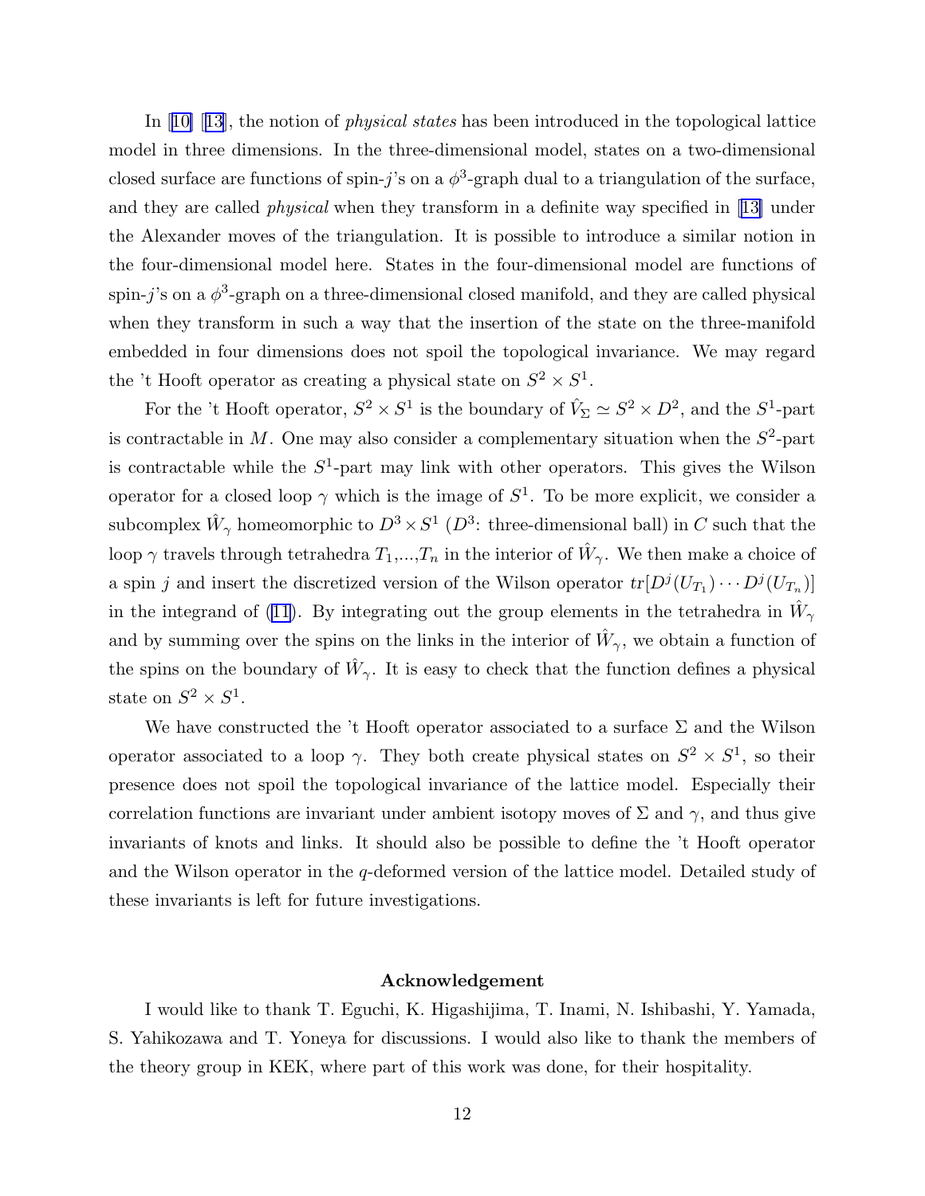In [10] [13], the notion of *physical states* has been introduced in the topological lattice model in three dimensions. In the three-dimensional model, states on a two-dimensional closed surface are functions of spin-$j$'s on a $\phi^3$-graph dual to a triangulation of the surface, and they are called *physical* when they transform in a definite way specified in [13] under the Alexander moves of the triangulation. It is possible to introduce a similar notion in the four-dimensional model here. States in the four-dimensional model are functions of spin-$j$'s on a $\phi^3$-graph on a three-dimensional closed manifold, and they are called physical when they transform in such a way that the insertion of the state on the three-manifold embedded in four dimensions does not spoil the topological invariance. We may regard the 't Hooft operator as creating a physical state on $S^2 \times S^1$.

For the 't Hooft operator, $S^2 \times S^1$ is the boundary of $\hat{V}_\Sigma \simeq S^2 \times D^2$, and the $S^1$-part is contractable in $M$. One may also consider a complementary situation when the $S^2$-part is contractable while the $S^1$-part may link with other operators. This gives the Wilson operator for a closed loop $\gamma$ which is the image of $S^1$. To be more explicit, we consider a subcomplex $\hat{W}_\gamma$ homeomorphic to $D^3 \times S^1$ ($D^3$: three-dimensional ball) in $C$ such that the loop $\gamma$ travels through tetrahedra $T_1$,...,$T_n$ in the interior of $\hat{W}_\gamma$. We then make a choice of a spin $j$ and insert the discretized version of the Wilson operator $tr[D^j(U_{T_1}) \cdots D^j(U_{T_n})]$ in the integrand of (11). By integrating out the group elements in the tetrahedra in $\hat{W}_\gamma$ and by summing over the spins on the links in the interior of $\hat{W}_\gamma$, we obtain a function of the spins on the boundary of $\hat{W}_\gamma$. It is easy to check that the function defines a physical state on $S^2 \times S^1$.

We have constructed the 't Hooft operator associated to a surface $\Sigma$ and the Wilson operator associated to a loop $\gamma$. They both create physical states on $S^2 \times S^1$, so their presence does not spoil the topological invariance of the lattice model. Especially their correlation functions are invariant under ambient isotopy moves of $\Sigma$ and $\gamma$, and thus give invariants of knots and links. It should also be possible to define the 't Hooft operator and the Wilson operator in the $q$-deformed version of the lattice model. Detailed study of these invariants is left for future investigations.

## Acknowledgement

I would like to thank T. Eguchi, K. Higashijima, T. Inami, N. Ishibashi, Y. Yamada, S. Yahikozawa and T. Yoneya for discussions. I would also like to thank the members of the theory group in KEK, where part of this work was done, for their hospitality.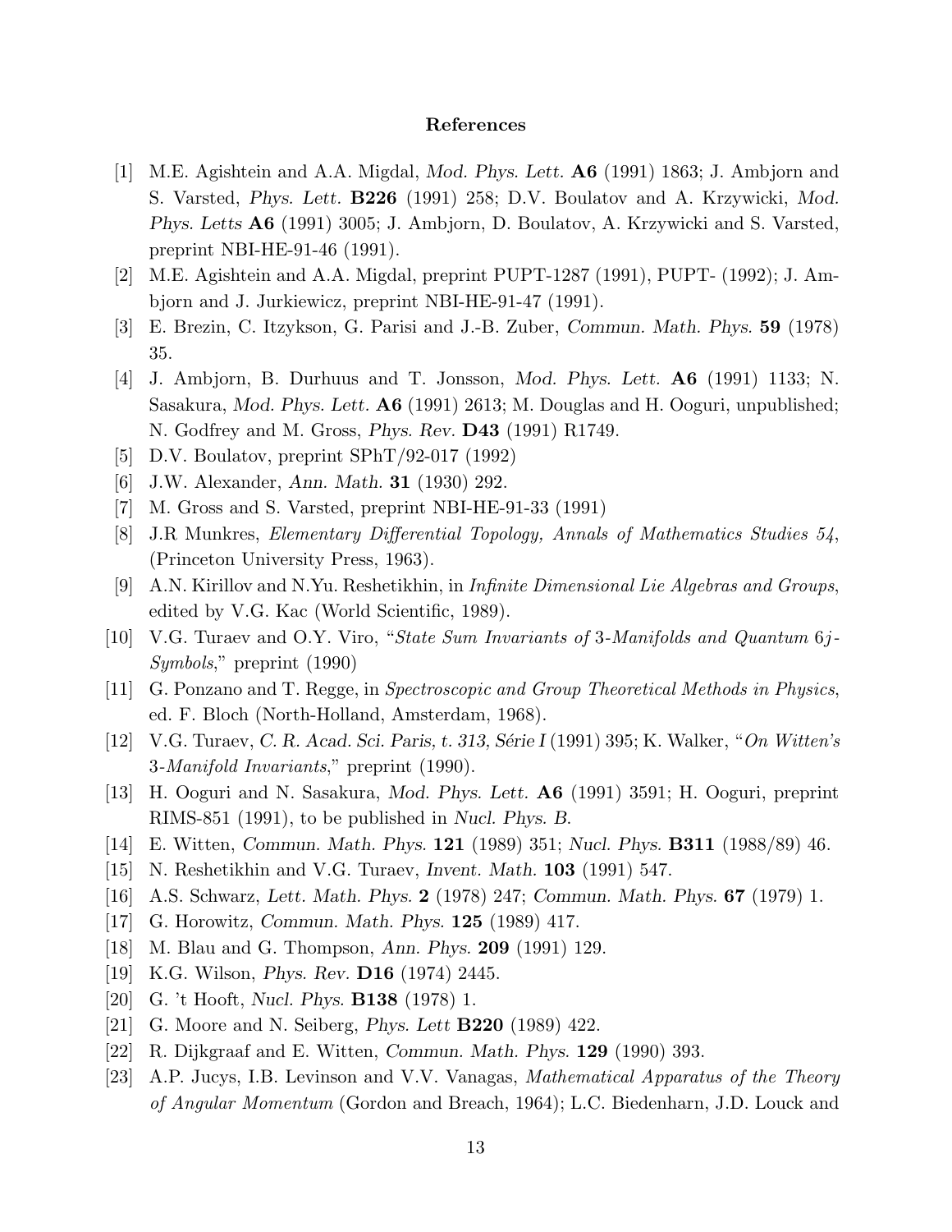# References

[1] M.E. Agishtein and A.A. Migdal, *Mod. Phys. Lett.* **A6** (1991) 1863; J. Ambjorn and S. Varsted, *Phys. Lett.* **B226** (1991) 258; D.V. Boulatov and A. Krzywicki, *Mod. Phys. Letts* **A6** (1991) 3005; J. Ambjorn, D. Boulatov, A. Krzywicki and S. Varsted, preprint NBI-HE-91-46 (1991).

[2] M.E. Agishtein and A.A. Migdal, preprint PUPT-1287 (1991), PUPT- (1992); J. Ambjorn and J. Jurkiewicz, preprint NBI-HE-91-47 (1991).

[3] E. Brezin, C. Itzykson, G. Parisi and J.-B. Zuber, *Commun. Math. Phys.* **59** (1978) 35.

[4] J. Ambjorn, B. Durhuus and T. Jonsson, *Mod. Phys. Lett.* **A6** (1991) 1133; N. Sasakura, *Mod. Phys. Lett.* **A6** (1991) 2613; M. Douglas and H. Ooguri, unpublished; N. Godfrey and M. Gross, *Phys. Rev.* **D43** (1991) R1749.

[5] D.V. Boulatov, preprint SPhT/92-017 (1992)

[6] J.W. Alexander, *Ann. Math.* **31** (1930) 292.

[7] M. Gross and S. Varsted, preprint NBI-HE-91-33 (1991)

[8] J.R Munkres, *Elementary Differential Topology, Annals of Mathematics Studies 54*, (Princeton University Press, 1963).

[9] A.N. Kirillov and N.Yu. Reshetikhin, in *Infinite Dimensional Lie Algebras and Groups*, edited by V.G. Kac (World Scientific, 1989).

[10] V.G. Turaev and O.Y. Viro, "*State Sum Invariants of* 3*-Manifolds and Quantum* 6*j-Symbols*," preprint (1990)

[11] G. Ponzano and T. Regge, in *Spectroscopic and Group Theoretical Methods in Physics*, ed. F. Bloch (North-Holland, Amsterdam, 1968).

[12] V.G. Turaev, *C. R. Acad. Sci. Paris, t. 313, Série I* (1991) 395; K. Walker, "*On Witten's* 3*-Manifold Invariants*," preprint (1990).

[13] H. Ooguri and N. Sasakura, *Mod. Phys. Lett.* **A6** (1991) 3591; H. Ooguri, preprint RIMS-851 (1991), to be published in *Nucl. Phys. B*.

[14] E. Witten, *Commun. Math. Phys.* **121** (1989) 351; *Nucl. Phys.* **B311** (1988/89) 46.

[15] N. Reshetikhin and V.G. Turaev, *Invent. Math.* **103** (1991) 547.

[16] A.S. Schwarz, *Lett. Math. Phys.* **2** (1978) 247; *Commun. Math. Phys.* **67** (1979) 1.

[17] G. Horowitz, *Commun. Math. Phys.* **125** (1989) 417.

[18] M. Blau and G. Thompson, *Ann. Phys.* **209** (1991) 129.

[19] K.G. Wilson, *Phys. Rev.* **D16** (1974) 2445.

[20] G. 't Hooft, *Nucl. Phys.* **B138** (1978) 1.

[21] G. Moore and N. Seiberg, *Phys. Lett* **B220** (1989) 422.

[22] R. Dijkgraaf and E. Witten, *Commun. Math. Phys.* **129** (1990) 393.

[23] A.P. Jucys, I.B. Levinson and V.V. Vanagas, *Mathematical Apparatus of the Theory of Angular Momentum* (Gordon and Breach, 1964); L.C. Biedenharn, J.D. Louck and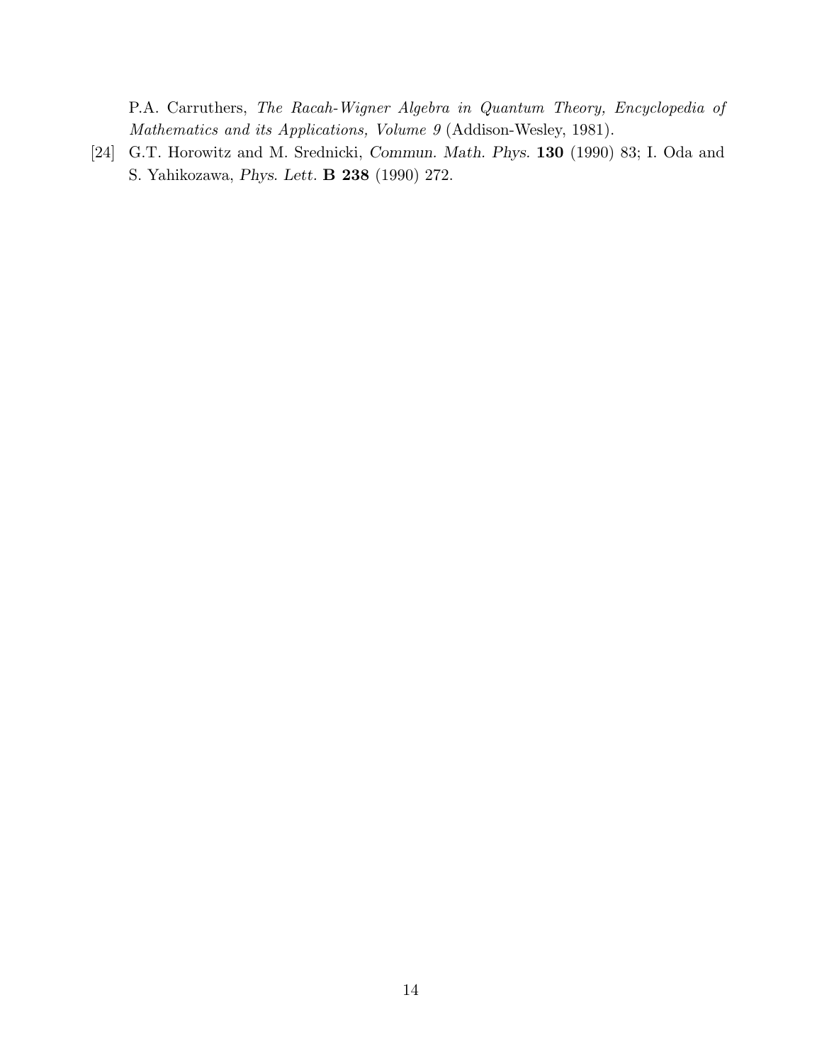P.A. Carruthers, *The Racah-Wigner Algebra in Quantum Theory, Encyclopedia of Mathematics and its Applications, Volume 9* (Addison-Wesley, 1981).

[24] G.T. Horowitz and M. Srednicki, *Commun. Math. Phys.* **130** (1990) 83; I. Oda and S. Yahikozawa, *Phys. Lett.* **B 238** (1990) 272.